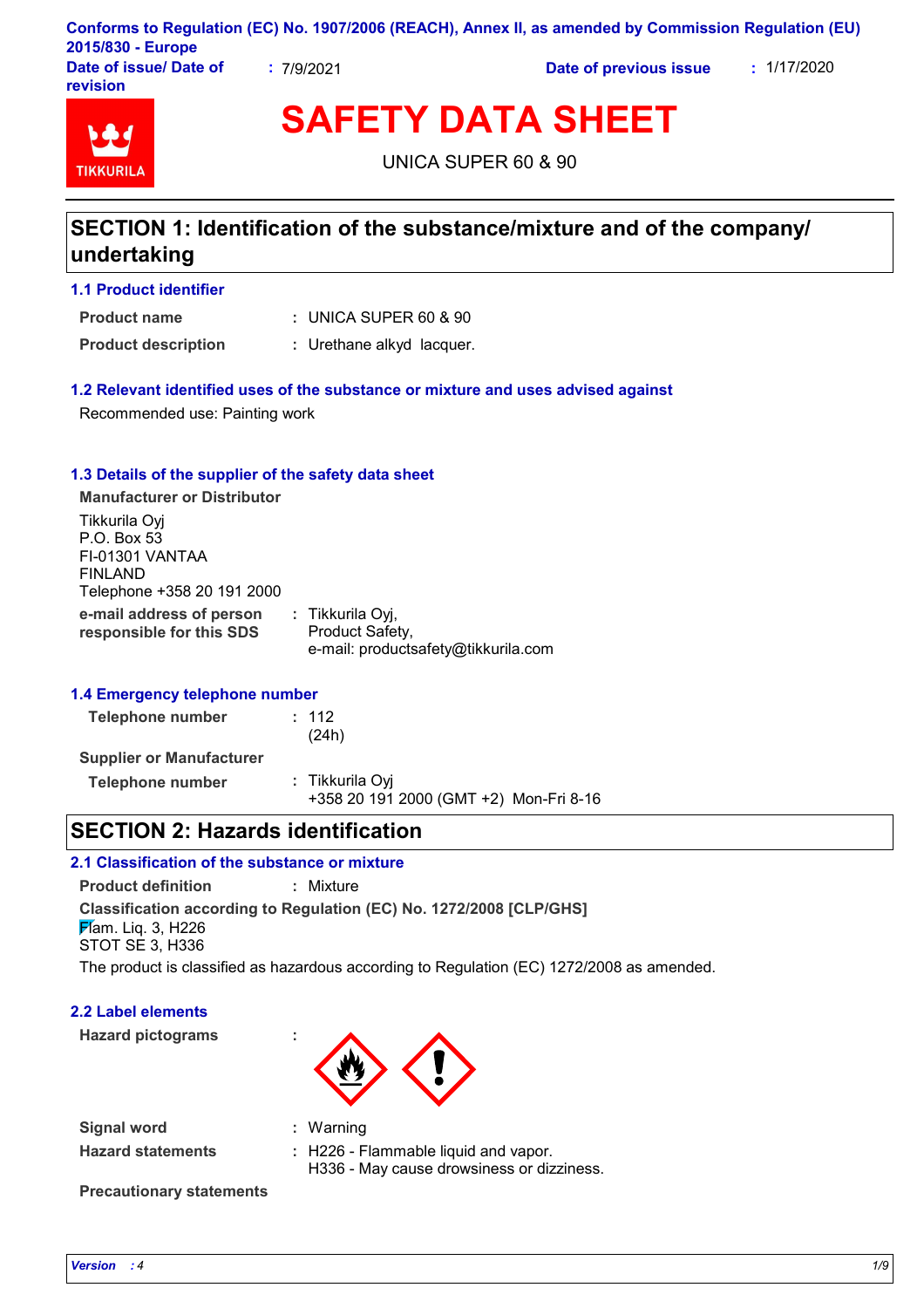Conforms to Regulation (EC) No. 1907/2006 (REACH), Annex II, as amended by Commission Regulation (EU) 2015/830 - Europe

**Date of issue/ Date of revision** : 7/9/2021 **Date of previous issue** : 1/17/2020

# SAFETY DATA SHEET

UNICA SUPER 60 & 90

## SECTION 1: Identification of the substance/mixture and of the company/undertaking

### 1.1 Product identifier

**Product name** : UNICA SUPER 60 & 90

**Product description** : Urethane alkyd lacquer.

### 1.2 Relevant identified uses of the substance or mixture and uses advised against

Recommended use: Painting work

### 1.3 Details of the supplier of the safety data sheet

**Manufacturer or Distributor**

Tikkurila Oyj
P.O. Box 53
FI-01301 VANTAA
FINLAND
Telephone +358 20 191 2000

**e-mail address of person responsible for this SDS** : Tikkurila Oyj,
Product Safety,
e-mail: productsafety@tikkurila.com

### 1.4 Emergency telephone number

**Telephone number** : 112
(24h)

**Supplier or Manufacturer**

**Telephone number** : Tikkurila Oyj
+358 20 191 2000 (GMT +2) Mon-Fri 8-16

## SECTION 2: Hazards identification

### 2.1 Classification of the substance or mixture

**Product definition** : Mixture

**Classification according to Regulation (EC) No. 1272/2008 [CLP/GHS]**

Flam. Liq. 3, H226
STOT SE 3, H336

The product is classified as hazardous according to Regulation (EC) 1272/2008 as amended.

### 2.2 Label elements

**Hazard pictograms** :

**Signal word** : Warning

**Hazard statements** : H226 - Flammable liquid and vapor.
H336 - May cause drowsiness or dizziness.

**Precautionary statements**

*Version : 4*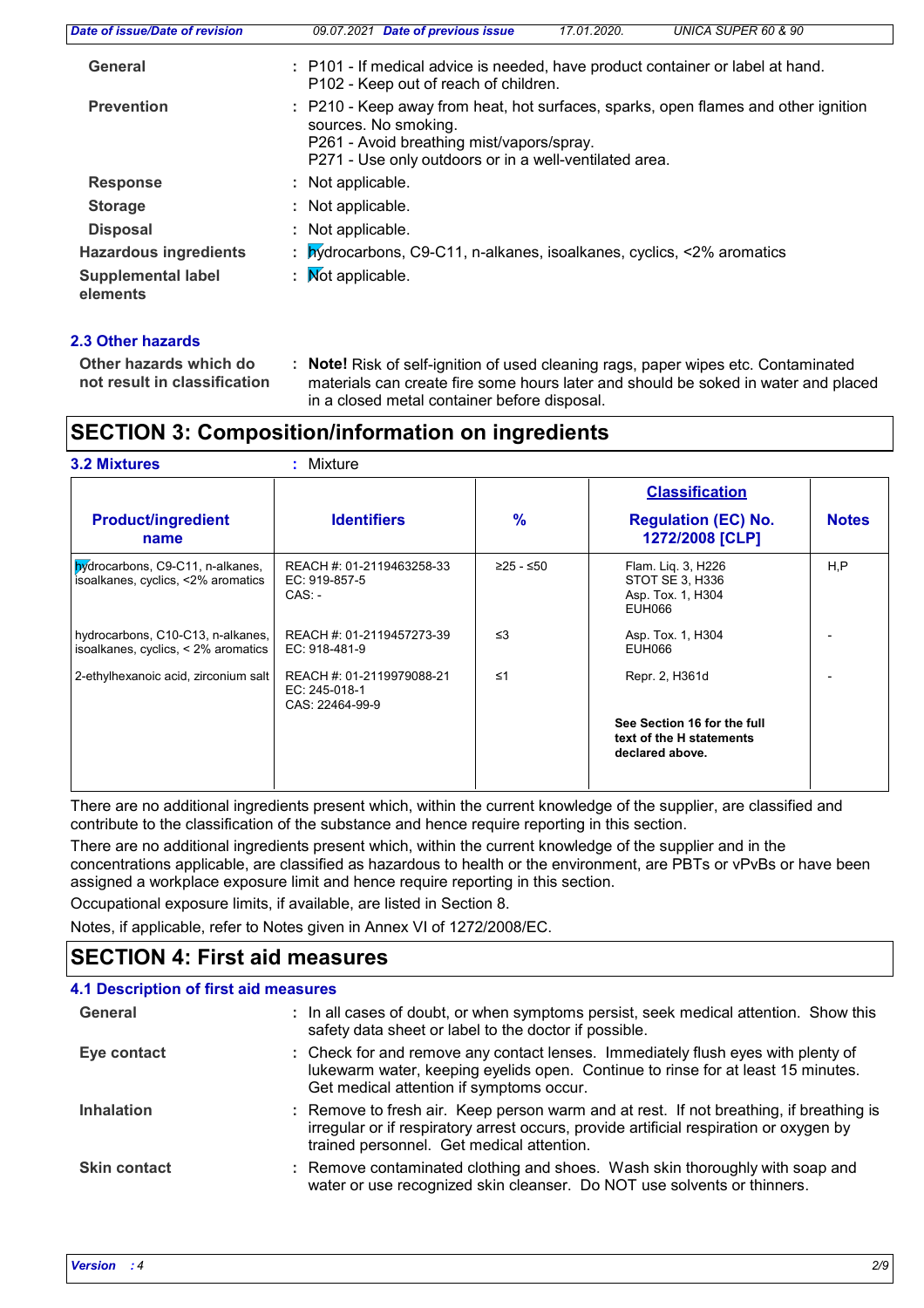| | |
|---|---|
| **General** | : P101 - If medical advice is needed, have product container or label at hand. P102 - Keep out of reach of children. |
| **Prevention** | : P210 - Keep away from heat, hot surfaces, sparks, open flames and other ignition sources. No smoking. P261 - Avoid breathing mist/vapors/spray. P271 - Use only outdoors or in a well-ventilated area. |
| **Response** | : Not applicable. |
| **Storage** | : Not applicable. |
| **Disposal** | : Not applicable. |
| **Hazardous ingredients** | : hydrocarbons, C9-C11, n-alkanes, isoalkanes, cyclics, <2% aromatics |
| **Supplemental label elements** | : Not applicable. |

### 2.3 Other hazards

**Other hazards which do not result in classification** : **Note!** Risk of self-ignition of used cleaning rags, paper wipes etc. Contaminated materials can create fire some hours later and should be soked in water and placed in a closed metal container before disposal.

## SECTION 3: Composition/information on ingredients

**3.2 Mixtures** : Mixture

| Product/ingredient name | Identifiers | % | Classification Regulation (EC) No. 1272/2008 [CLP] | Notes |
|---|---|---|---|---|
| hydrocarbons, C9-C11, n-alkanes, isoalkanes, cyclics, <2% aromatics | REACH #: 01-2119463258-33<br>EC: 919-857-5<br>CAS: - | ≥25 - ≤50 | Flam. Liq. 3, H226<br>STOT SE 3, H336<br>Asp. Tox. 1, H304<br>EUH066 | H,P |
| hydrocarbons, C10-C13, n-alkanes, isoalkanes, cyclics, < 2% aromatics | REACH #: 01-2119457273-39<br>EC: 918-481-9 | ≤3 | Asp. Tox. 1, H304<br>EUH066 | - |
| 2-ethylhexanoic acid, zirconium salt | REACH #: 01-2119979088-21<br>EC: 245-018-1<br>CAS: 22464-99-9 | ≤1 | Repr. 2, H361d | - |
| | | | **See Section 16 for the full text of the H statements declared above.** | |

There are no additional ingredients present which, within the current knowledge of the supplier, are classified and contribute to the classification of the substance and hence require reporting in this section.

There are no additional ingredients present which, within the current knowledge of the supplier and in the concentrations applicable, are classified as hazardous to health or the environment, are PBTs or vPvBs or have been assigned a workplace exposure limit and hence require reporting in this section.

Occupational exposure limits, if available, are listed in Section 8.

Notes, if applicable, refer to Notes given in Annex VI of 1272/2008/EC.

## SECTION 4: First aid measures

### 4.1 Description of first aid measures

| | |
|---|---|
| **General** | : In all cases of doubt, or when symptoms persist, seek medical attention. Show this safety data sheet or label to the doctor if possible. |
| **Eye contact** | : Check for and remove any contact lenses. Immediately flush eyes with plenty of lukewarm water, keeping eyelids open. Continue to rinse for at least 15 minutes. Get medical attention if symptoms occur. |
| **Inhalation** | : Remove to fresh air. Keep person warm and at rest. If not breathing, if breathing is irregular or if respiratory arrest occurs, provide artificial respiration or oxygen by trained personnel. Get medical attention. |
| **Skin contact** | : Remove contaminated clothing and shoes. Wash skin thoroughly with soap and water or use recognized skin cleanser. Do NOT use solvents or thinners. |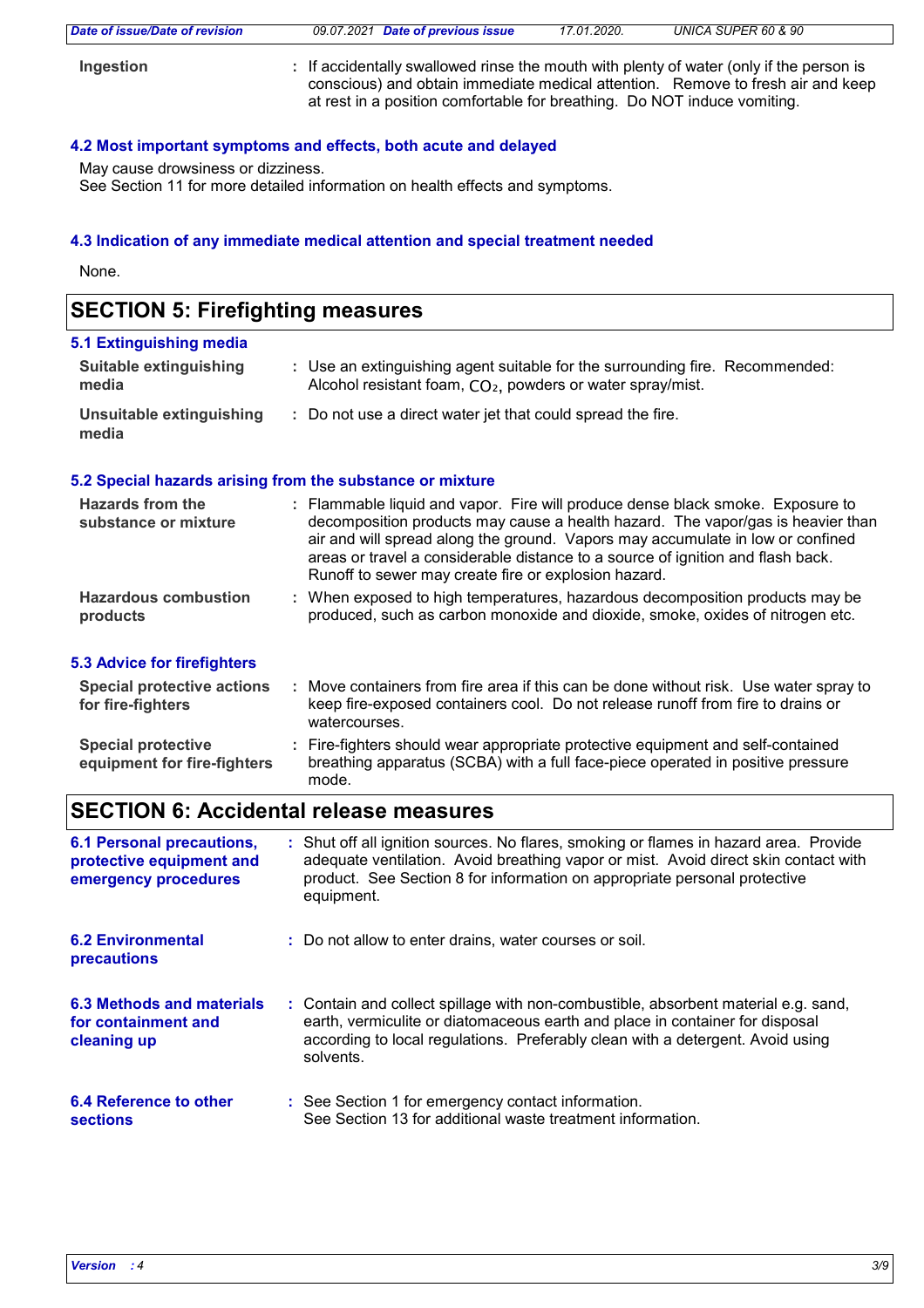**Ingestion** : If accidentally swallowed rinse the mouth with plenty of water (only if the person is conscious) and obtain immediate medical attention. Remove to fresh air and keep at rest in a position comfortable for breathing. Do NOT induce vomiting.

### 4.2 Most important symptoms and effects, both acute and delayed

May cause drowsiness or dizziness.
See Section 11 for more detailed information on health effects and symptoms.

### 4.3 Indication of any immediate medical attention and special treatment needed

None.

## SECTION 5: Firefighting measures

### 5.1 Extinguishing media

**Suitable extinguishing media** : Use an extinguishing agent suitable for the surrounding fire. Recommended: Alcohol resistant foam, $CO_2$, powders or water spray/mist.

**Unsuitable extinguishing media** : Do not use a direct water jet that could spread the fire.

### 5.2 Special hazards arising from the substance or mixture

**Hazards from the substance or mixture** : Flammable liquid and vapor. Fire will produce dense black smoke. Exposure to decomposition products may cause a health hazard. The vapor/gas is heavier than air and will spread along the ground. Vapors may accumulate in low or confined areas or travel a considerable distance to a source of ignition and flash back. Runoff to sewer may create fire or explosion hazard.

**Hazardous combustion products** : When exposed to high temperatures, hazardous decomposition products may be produced, such as carbon monoxide and dioxide, smoke, oxides of nitrogen etc.

### 5.3 Advice for firefighters

**Special protective actions for fire-fighters** : Move containers from fire area if this can be done without risk. Use water spray to keep fire-exposed containers cool. Do not release runoff from fire to drains or watercourses.

**Special protective equipment for fire-fighters** : Fire-fighters should wear appropriate protective equipment and self-contained breathing apparatus (SCBA) with a full face-piece operated in positive pressure mode.

## SECTION 6: Accidental release measures

**6.1 Personal precautions, protective equipment and emergency procedures** : Shut off all ignition sources. No flares, smoking or flames in hazard area. Provide adequate ventilation. Avoid breathing vapor or mist. Avoid direct skin contact with product. See Section 8 for information on appropriate personal protective equipment.

**6.2 Environmental precautions** : Do not allow to enter drains, water courses or soil.

**6.3 Methods and materials for containment and cleaning up** : Contain and collect spillage with non-combustible, absorbent material e.g. sand, earth, vermiculite or diatomaceous earth and place in container for disposal according to local regulations. Preferably clean with a detergent. Avoid using solvents.

**6.4 Reference to other sections** : See Section 1 for emergency contact information.
See Section 13 for additional waste treatment information.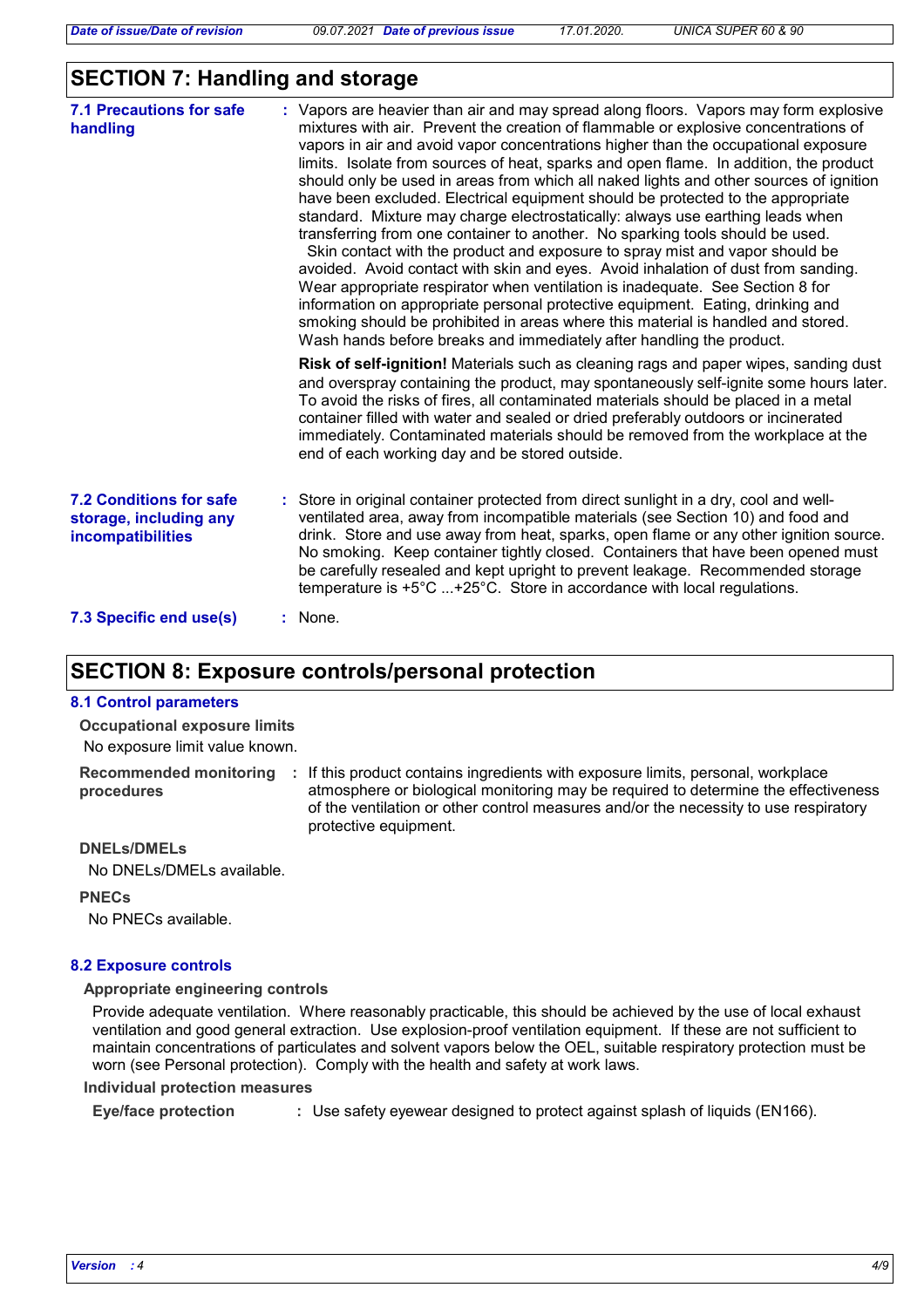## SECTION 7: Handling and storage

**7.1 Precautions for safe handling** : Vapors are heavier than air and may spread along floors. Vapors may form explosive mixtures with air. Prevent the creation of flammable or explosive concentrations of vapors in air and avoid vapor concentrations higher than the occupational exposure limits. Isolate from sources of heat, sparks and open flame. In addition, the product should only be used in areas from which all naked lights and other sources of ignition have been excluded. Electrical equipment should be protected to the appropriate standard. Mixture may charge electrostatically: always use earthing leads when transferring from one container to another. No sparking tools should be used. Skin contact with the product and exposure to spray mist and vapor should be avoided. Avoid contact with skin and eyes. Avoid inhalation of dust from sanding. Wear appropriate respirator when ventilation is inadequate. See Section 8 for information on appropriate personal protective equipment. Eating, drinking and smoking should be prohibited in areas where this material is handled and stored. Wash hands before breaks and immediately after handling the product.

**Risk of self-ignition!** Materials such as cleaning rags and paper wipes, sanding dust and overspray containing the product, may spontaneously self-ignite some hours later. To avoid the risks of fires, all contaminated materials should be placed in a metal container filled with water and sealed or dried preferably outdoors or incinerated immediately. Contaminated materials should be removed from the workplace at the end of each working day and be stored outside.

**7.2 Conditions for safe storage, including any incompatibilities** : Store in original container protected from direct sunlight in a dry, cool and well-ventilated area, away from incompatible materials (see Section 10) and food and drink. Store and use away from heat, sparks, open flame or any other ignition source. No smoking. Keep container tightly closed. Containers that have been opened must be carefully resealed and kept upright to prevent leakage. Recommended storage temperature is +5°C ...+25°C. Store in accordance with local regulations.

**7.3 Specific end use(s)** : None.

## SECTION 8: Exposure controls/personal protection

### 8.1 Control parameters

**Occupational exposure limits**

No exposure limit value known.

**Recommended monitoring procedures** : If this product contains ingredients with exposure limits, personal, workplace atmosphere or biological monitoring may be required to determine the effectiveness of the ventilation or other control measures and/or the necessity to use respiratory protective equipment.

**DNELs/DMELs**

No DNELs/DMELs available.

**PNECs**

No PNECs available.

### 8.2 Exposure controls

**Appropriate engineering controls**

Provide adequate ventilation. Where reasonably practicable, this should be achieved by the use of local exhaust ventilation and good general extraction. Use explosion-proof ventilation equipment. If these are not sufficient to maintain concentrations of particulates and solvent vapors below the OEL, suitable respiratory protection must be worn (see Personal protection). Comply with the health and safety at work laws.

**Individual protection measures**

**Eye/face protection** : Use safety eyewear designed to protect against splash of liquids (EN166).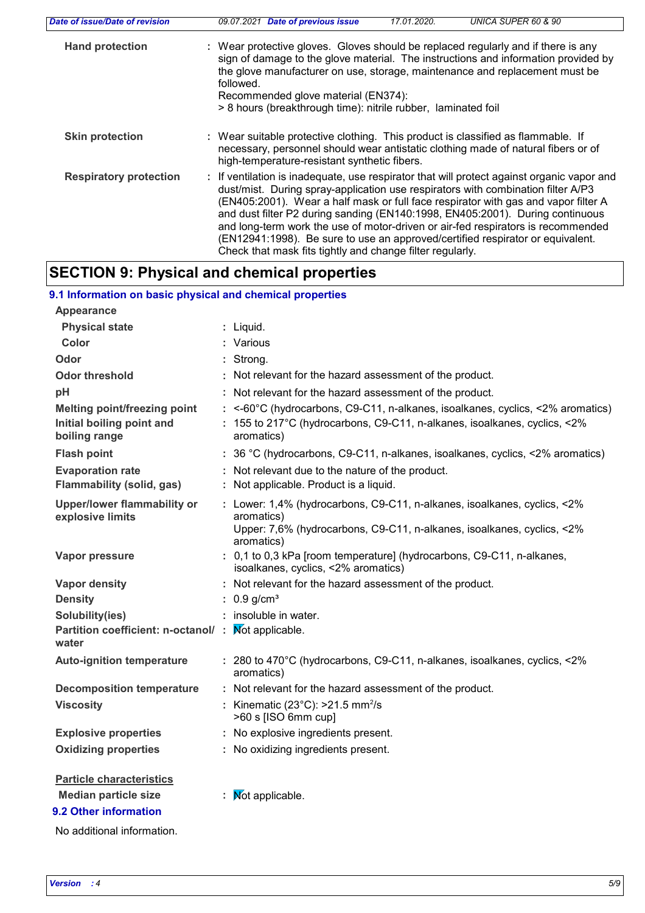**Hand protection** : Wear protective gloves. Gloves should be replaced regularly and if there is any sign of damage to the glove material. The instructions and information provided by the glove manufacturer on use, storage, maintenance and replacement must be followed.
Recommended glove material (EN374):
> 8 hours (breakthrough time): nitrile rubber, laminated foil

**Skin protection** : Wear suitable protective clothing. This product is classified as flammable. If necessary, personnel should wear antistatic clothing made of natural fibers or of high-temperature-resistant synthetic fibers.

**Respiratory protection** : If ventilation is inadequate, use respirator that will protect against organic vapor and dust/mist. During spray-application use respirators with combination filter A/P3 (EN405:2001). Wear a half mask or full face respirator with gas and vapor filter A and dust filter P2 during sanding (EN140:1998, EN405:2001). During continuous and long-term work the use of motor-driven or air-fed respirators is recommended (EN12941:1998). Be sure to use an approved/certified respirator or equivalent. Check that mask fits tightly and change filter regularly.

# SECTION 9: Physical and chemical properties

## 9.1 Information on basic physical and chemical properties

**Appearance**

**Physical state** : Liquid.

**Color** : Various

**Odor** : Strong.

**Odor threshold** : Not relevant for the hazard assessment of the product.

**pH** : Not relevant for the hazard assessment of the product.

**Melting point/freezing point** : <-60°C (hydrocarbons, C9-C11, n-alkanes, isoalkanes, cyclics, <2% aromatics)

**Initial boiling point and boiling range** : 155 to 217°C (hydrocarbons, C9-C11, n-alkanes, isoalkanes, cyclics, <2% aromatics)

**Flash point** : 36 °C (hydrocarbons, C9-C11, n-alkanes, isoalkanes, cyclics, <2% aromatics)

**Evaporation rate** : Not relevant due to the nature of the product.

**Flammability (solid, gas)** : Not applicable. Product is a liquid.

**Upper/lower flammability or explosive limits** : Lower: 1,4% (hydrocarbons, C9-C11, n-alkanes, isoalkanes, cyclics, <2% aromatics)
Upper: 7,6% (hydrocarbons, C9-C11, n-alkanes, isoalkanes, cyclics, <2% aromatics)

**Vapor pressure** : 0,1 to 0,3 kPa [room temperature] (hydrocarbons, C9-C11, n-alkanes, isoalkanes, cyclics, <2% aromatics)

**Vapor density** : Not relevant for the hazard assessment of the product.

**Density** : 0.9 g/cm³

**Solubility(ies)** : insoluble in water.

**Partition coefficient: n-octanol/water** : Not applicable.

**Auto-ignition temperature** : 280 to 470°C (hydrocarbons, C9-C11, n-alkanes, isoalkanes, cyclics, <2% aromatics)

**Decomposition temperature** : Not relevant for the hazard assessment of the product.

**Viscosity** : Kinematic (23°C): >21.5 $mm^2/s$
>60 s [ISO 6mm cup]

**Explosive properties** : No explosive ingredients present.

**Oxidizing properties** : No oxidizing ingredients present.

**Particle characteristics**

**Median particle size** : Not applicable.

## 9.2 Other information

No additional information.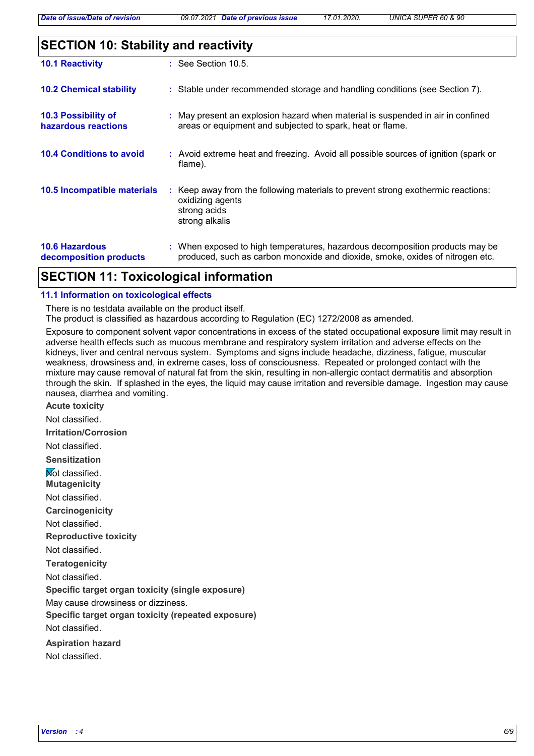## SECTION 10: Stability and reactivity

| | |
|---|---|
| **10.1 Reactivity** | : See Section 10.5. |
| **10.2 Chemical stability** | : Stable under recommended storage and handling conditions (see Section 7). |
| **10.3 Possibility of hazardous reactions** | : May present an explosion hazard when material is suspended in air in confined areas or equipment and subjected to spark, heat or flame. |
| **10.4 Conditions to avoid** | : Avoid extreme heat and freezing. Avoid all possible sources of ignition (spark or flame). |
| **10.5 Incompatible materials** | : Keep away from the following materials to prevent strong exothermic reactions: oxidizing agents strong acids strong alkalis |
| **10.6 Hazardous decomposition products** | : When exposed to high temperatures, hazardous decomposition products may be produced, such as carbon monoxide and dioxide, smoke, oxides of nitrogen etc. |

## SECTION 11: Toxicological information

### 11.1 Information on toxicological effects

There is no testdata available on the product itself.
The product is classified as hazardous according to Regulation (EC) 1272/2008 as amended.

Exposure to component solvent vapor concentrations in excess of the stated occupational exposure limit may result in adverse health effects such as mucous membrane and respiratory system irritation and adverse effects on the kidneys, liver and central nervous system. Symptoms and signs include headache, dizziness, fatigue, muscular weakness, drowsiness and, in extreme cases, loss of consciousness. Repeated or prolonged contact with the mixture may cause removal of natural fat from the skin, resulting in non-allergic contact dermatitis and absorption through the skin. If splashed in the eyes, the liquid may cause irritation and reversible damage. Ingestion may cause nausea, diarrhea and vomiting.

**Acute toxicity**

Not classified.

**Irritation/Corrosion**

Not classified.

**Sensitization**

Not classified.

**Mutagenicity**

Not classified.

**Carcinogenicity**

Not classified.

**Reproductive toxicity**

Not classified.

**Teratogenicity**

Not classified.

**Specific target organ toxicity (single exposure)**

May cause drowsiness or dizziness.

**Specific target organ toxicity (repeated exposure)**

Not classified.

**Aspiration hazard**

Not classified.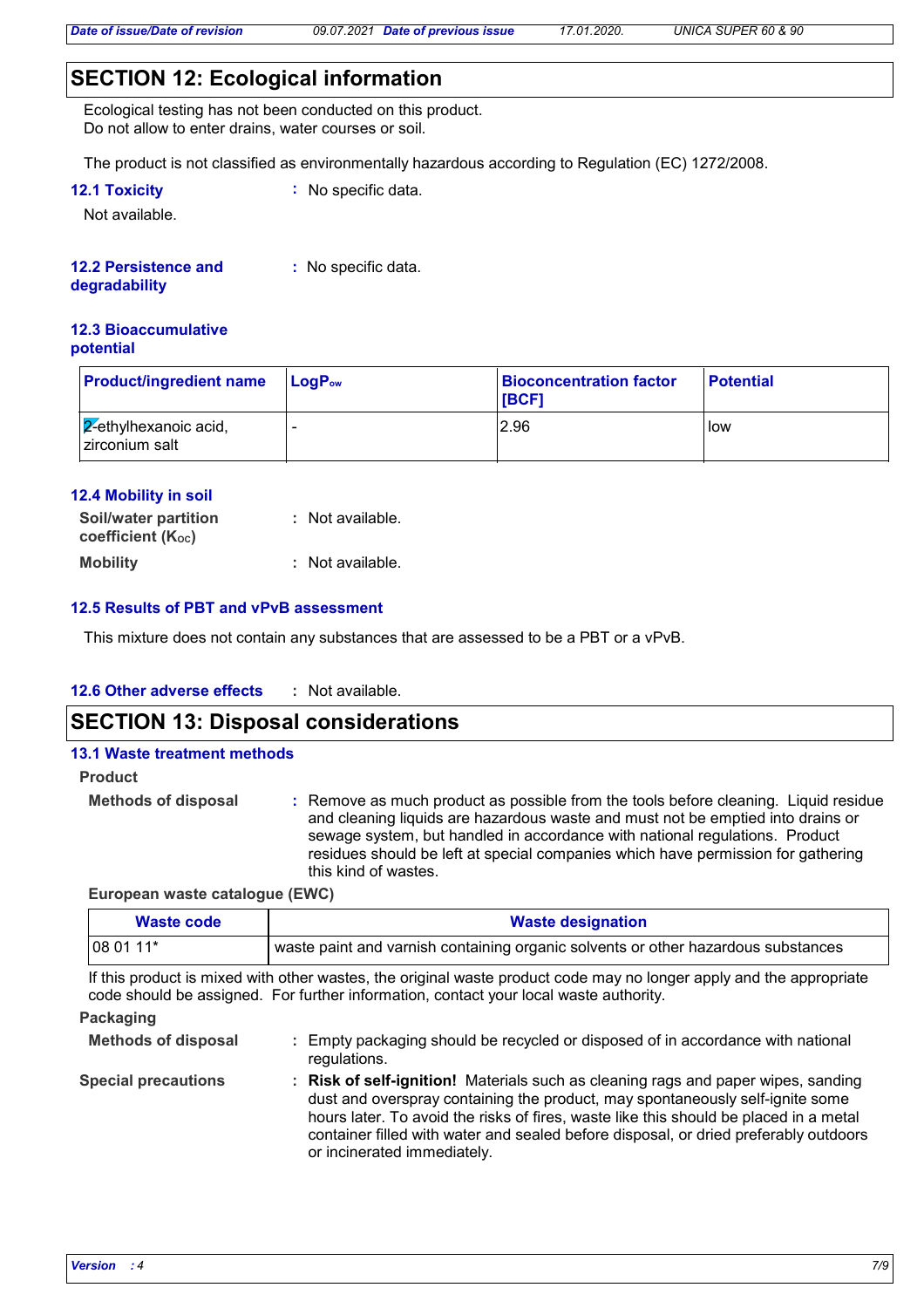## SECTION 12: Ecological information

Ecological testing has not been conducted on this product.
Do not allow to enter drains, water courses or soil.

The product is not classified as environmentally hazardous according to Regulation (EC) 1272/2008.

**12.1 Toxicity** : No specific data.

Not available.

**12.2 Persistence and degradability** : No specific data.

**12.3 Bioaccumulative potential**

| Product/ingredient name | $LogP_{ow}$ | Bioconcentration factor [BCF] | Potential |
|---|---|---|---|
| 2-ethylhexanoic acid, zirconium salt | - | 2.96 | low |

**12.4 Mobility in soil**

**Soil/water partition coefficient ($K_{OC}$)** : Not available.

**Mobility** : Not available.

**12.5 Results of PBT and vPvB assessment**

This mixture does not contain any substances that are assessed to be a PBT or a vPvB.

**12.6 Other adverse effects** : Not available.

## SECTION 13: Disposal considerations

**13.1 Waste treatment methods**

**Product**

**Methods of disposal** : Remove as much product as possible from the tools before cleaning. Liquid residue and cleaning liquids are hazardous waste and must not be emptied into drains or sewage system, but handled in accordance with national regulations. Product residues should be left at special companies which have permission for gathering this kind of wastes.

**European waste catalogue (EWC)**

| Waste code | Waste designation |
|---|---|
| 08 01 11* | waste paint and varnish containing organic solvents or other hazardous substances |

If this product is mixed with other wastes, the original waste product code may no longer apply and the appropriate code should be assigned. For further information, contact your local waste authority.

**Packaging**

**Methods of disposal** : Empty packaging should be recycled or disposed of in accordance with national regulations.

**Special precautions** : **Risk of self-ignition!** Materials such as cleaning rags and paper wipes, sanding dust and overspray containing the product, may spontaneously self-ignite some hours later. To avoid the risks of fires, waste like this should be placed in a metal container filled with water and sealed before disposal, or dried preferably outdoors or incinerated immediately.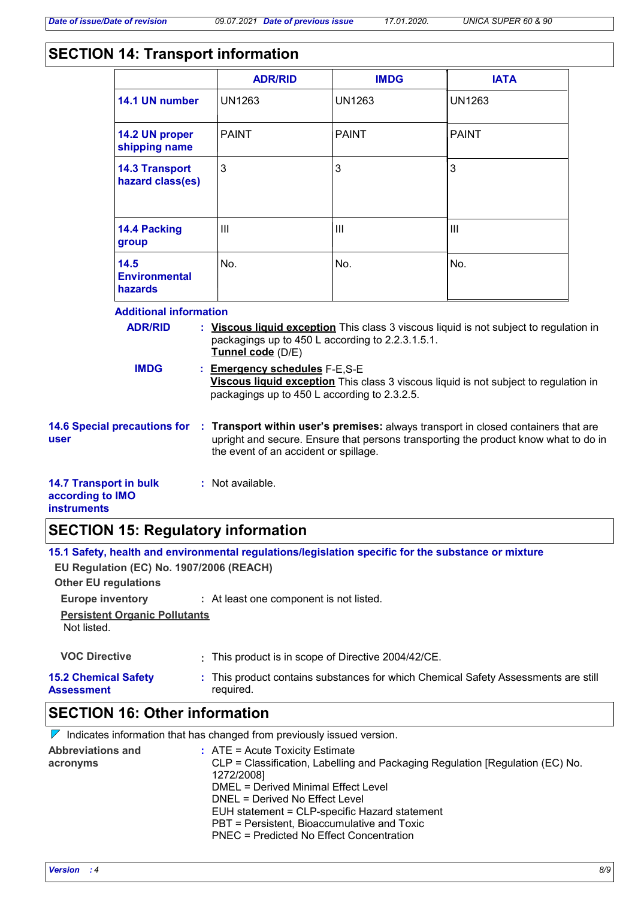## SECTION 14: Transport information

| | ADR/RID | IMDG | IATA |
|---|---|---|---|
| **14.1 UN number** | UN1263 | UN1263 | UN1263 |
| **14.2 UN proper shipping name** | PAINT | PAINT | PAINT |
| **14.3 Transport hazard class(es)** | 3 | 3 | 3 |
| **14.4 Packing group** | III | III | III |
| **14.5 Environmental hazards** | No. | No. | No. |

**Additional information**

**ADR/RID** : **Viscous liquid exception** This class 3 viscous liquid is not subject to regulation in packagings up to 450 L according to 2.2.3.1.5.1.
**Tunnel code** (D/E)

**IMDG** : **Emergency schedules** F-E,S-E
**Viscous liquid exception** This class 3 viscous liquid is not subject to regulation in packagings up to 450 L according to 2.3.2.5.

**14.6 Special precautions for user** : **Transport within user's premises:** always transport in closed containers that are upright and secure. Ensure that persons transporting the product know what to do in the event of an accident or spillage.

**14.7 Transport in bulk according to IMO instruments** : Not available.

## SECTION 15: Regulatory information

### 15.1 Safety, health and environmental regulations/legislation specific for the substance or mixture

**EU Regulation (EC) No. 1907/2006 (REACH)**

**Other EU regulations**

**Europe inventory** : At least one component is not listed.

**Persistent Organic Pollutants**
Not listed.

**VOC Directive** : This product is in scope of Directive 2004/42/CE.

**15.2 Chemical Safety Assessment** : This product contains substances for which Chemical Safety Assessments are still required.

## SECTION 16: Other information

Indicates information that has changed from previously issued version.

**Abbreviations and acronyms** : ATE = Acute Toxicity Estimate
CLP = Classification, Labelling and Packaging Regulation [Regulation (EC) No. 1272/2008]
DMEL = Derived Minimal Effect Level
DNEL = Derived No Effect Level
EUH statement = CLP-specific Hazard statement
PBT = Persistent, Bioaccumulative and Toxic
PNEC = Predicted No Effect Concentration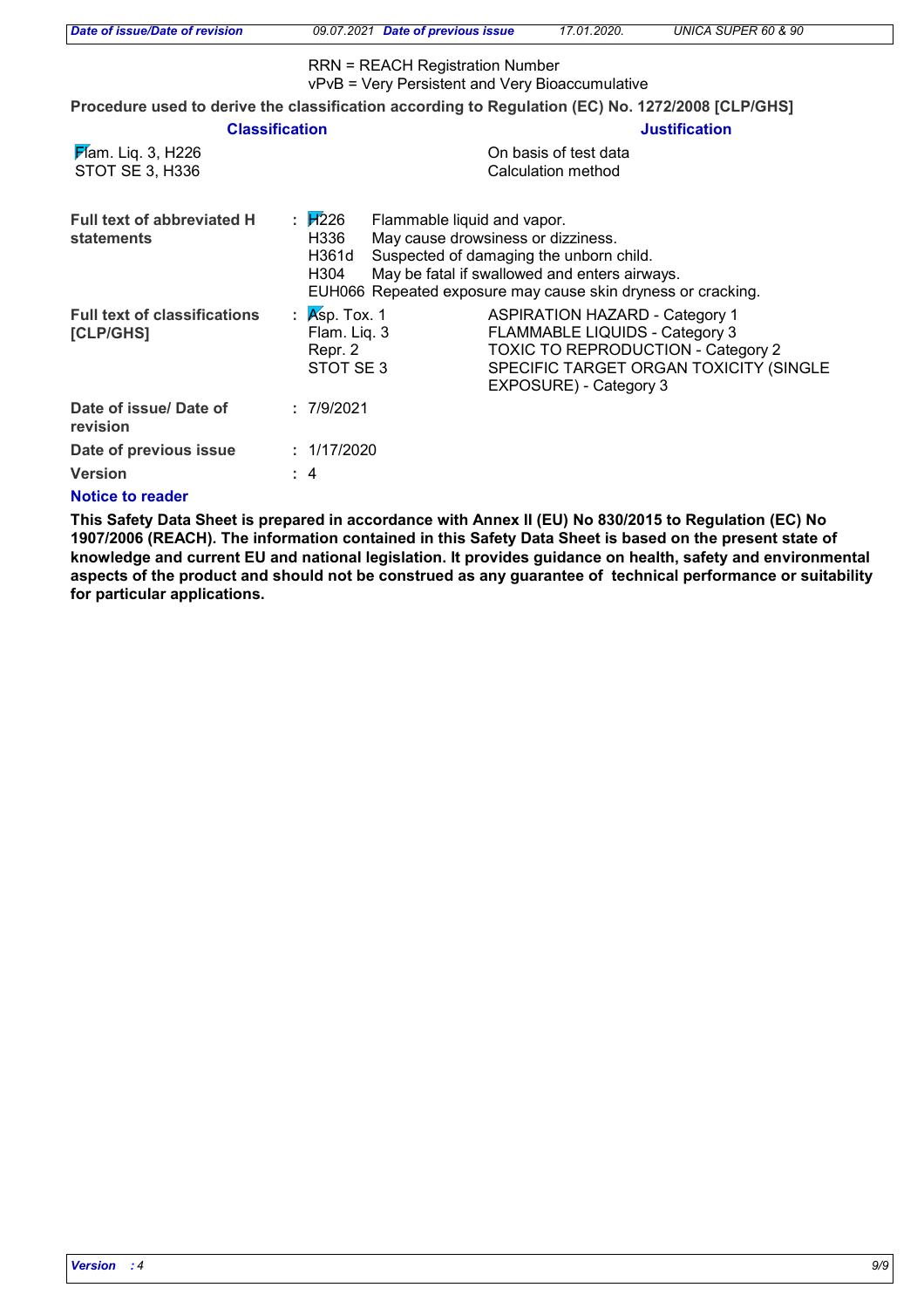RRN = REACH Registration Number
vPvB = Very Persistent and Very Bioaccumulative

**Procedure used to derive the classification according to Regulation (EC) No. 1272/2008 [CLP/GHS]**

| Classification | Justification |
|---|---|
| Flam. Liq. 3, H226 | On basis of test data |
| STOT SE 3, H336 | Calculation method |

**Full text of abbreviated H statements** :

| | |
|---|---|
| H226 | Flammable liquid and vapor. |
| H336 | May cause drowsiness or dizziness. |
| H361d | Suspected of damaging the unborn child. |
| H304 | May be fatal if swallowed and enters airways. |
| EUH066 | Repeated exposure may cause skin dryness or cracking. |

**Full text of classifications [CLP/GHS]** :

| | |
|---|---|
| Asp. Tox. 1 | ASPIRATION HAZARD - Category 1 |
| Flam. Liq. 3 | FLAMMABLE LIQUIDS - Category 3 |
| Repr. 2 | TOXIC TO REPRODUCTION - Category 2 |
| STOT SE 3 | SPECIFIC TARGET ORGAN TOXICITY (SINGLE EXPOSURE) - Category 3 |

**Date of issue/ Date of revision** : 7/9/2021

**Date of previous issue** : 1/17/2020

**Version** : 4

## Notice to reader

**This Safety Data Sheet is prepared in accordance with Annex II (EU) No 830/2015 to Regulation (EC) No 1907/2006 (REACH). The information contained in this Safety Data Sheet is based on the present state of knowledge and current EU and national legislation. It provides guidance on health, safety and environmental aspects of the product and should not be construed as any guarantee of technical performance or suitability for particular applications.**